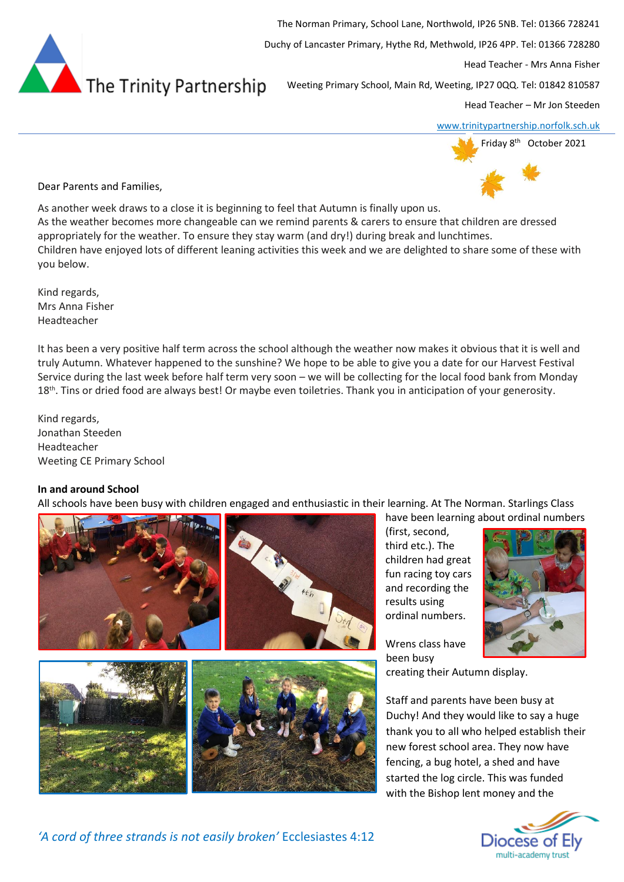The Trinity Partnership

The Norman Primary, School Lane, Northwold, IP26 5NB. Tel: 01366 728241

Duchy of Lancaster Primary, Hythe Rd, Methwold, IP26 4PP. Tel: 01366 728280

Head Teacher - Mrs Anna Fisher

Weeting Primary School, Main Rd, Weeting, IP27 0QQ. Tel: 01842 810587

Head Teacher – Mr Jon Steeden

www.trinitypartnership.norfolk.sch.uk

Friday 8th October 2021

Dear Parents and Families,

As another week draws to a close it is beginning to feel that Autumn is finally upon us.
As the weather becomes more changeable can we remind parents & carers to ensure that children are dressed appropriately for the weather. To ensure they stay warm (and dry!) during break and lunchtimes.
Children have enjoyed lots of different leaning activities this week and we are delighted to share some of these with you below.

Kind regards,
Mrs Anna Fisher
Headteacher

It has been a very positive half term across the school although the weather now makes it obvious that it is well and truly Autumn. Whatever happened to the sunshine? We hope to be able to give you a date for our Harvest Festival Service during the last week before half term very soon – we will be collecting for the local food bank from Monday 18th. Tins or dried food are always best! Or maybe even toiletries. Thank you in anticipation of your generosity.

Kind regards,
Jonathan Steeden
Headteacher
Weeting CE Primary School

**In and around School**

All schools have been busy with children engaged and enthusiastic in their learning. At The Norman. Starlings Class have been learning about ordinal numbers (first, second, third etc.). The children had great fun racing toy cars and recording the results using ordinal numbers.

Wrens class have been busy creating their Autumn display.

Staff and parents have been busy at Duchy! And they would like to say a huge thank you to all who helped establish their new forest school area. They now have fencing, a bug hotel, a shed and have started the log circle. This was funded with the Bishop lent money and the

*'A cord of three strands is not easily broken'* Ecclesiastes 4:12

Diocese of Ely multi-academy trust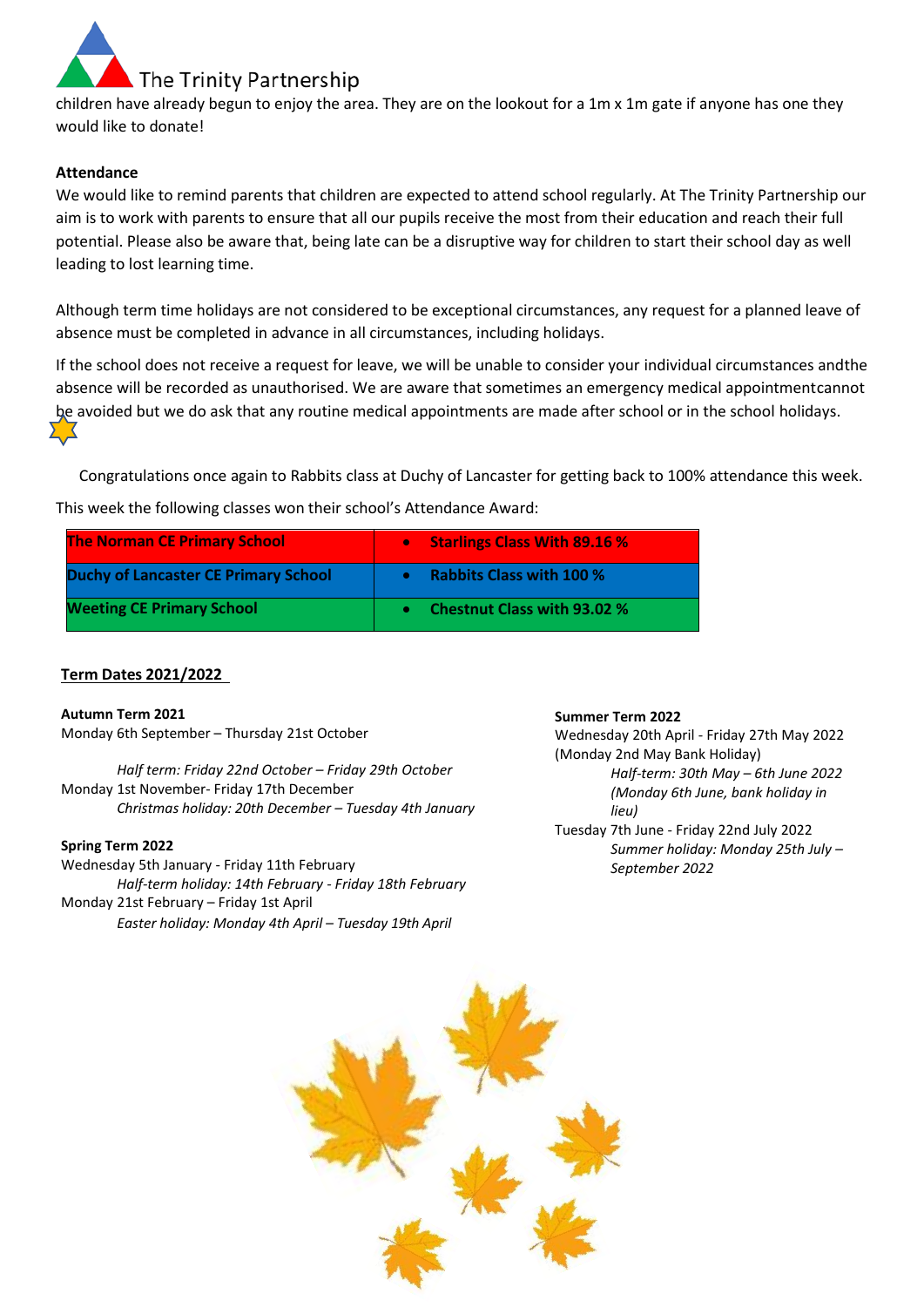children have already begun to enjoy the area. They are on the lookout for a 1m x 1m gate if anyone has one they would like to donate!

**Attendance**

We would like to remind parents that children are expected to attend school regularly. At The Trinity Partnership our aim is to work with parents to ensure that all our pupils receive the most from their education and reach their full potential. Please also be aware that, being late can be a disruptive way for children to start their school day as well leading to lost learning time.

Although term time holidays are not considered to be exceptional circumstances, any request for a planned leave of absence must be completed in advance in all circumstances, including holidays.

If the school does not receive a request for leave, we will be unable to consider your individual circumstances andthe absence will be recorded as unauthorised. We are aware that sometimes an emergency medical appointmentcannot be avoided but we do ask that any routine medical appointments are made after school or in the school holidays.

Congratulations once again to Rabbits class at Duchy of Lancaster for getting back to 100% attendance this week.

This week the following classes won their school's Attendance Award:

| | |
|---|---|
| **The Norman CE Primary School** | • **Starlings Class With 89.16 %** |
| **Duchy of Lancaster CE Primary School** | • **Rabbits Class with 100 %** |
| **Weeting CE Primary School** | • **Chestnut Class with 93.02 %** |

## Term Dates 2021/2022

**Autumn Term 2021**
Monday 6th September – Thursday 21st October
*Half term: Friday 22nd October – Friday 29th October*
Monday 1st November- Friday 17th December
*Christmas holiday: 20th December – Tuesday 4th January*

**Spring Term 2022**
Wednesday 5th January - Friday 11th February
*Half-term holiday: 14th February - Friday 18th February*
Monday 21st February – Friday 1st April
*Easter holiday: Monday 4th April – Tuesday 19th April*

**Summer Term 2022**
Wednesday 20th April - Friday 27th May 2022
(Monday 2nd May Bank Holiday)
*Half-term: 30th May – 6th June 2022 (Monday 6th June, bank holiday in lieu)*
Tuesday 7th June - Friday 22nd July 2022
*Summer holiday: Monday 25th July – September 2022*